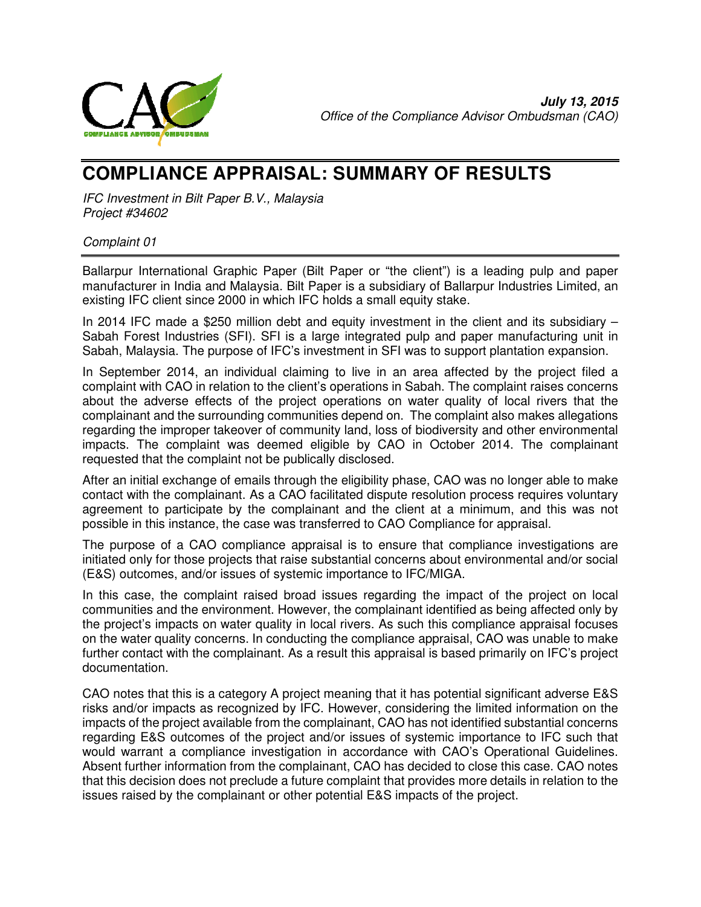**July 13, 2015**
*Office of the Compliance Advisor Ombudsman (CAO)*

# COMPLIANCE APPRAISAL: SUMMARY OF RESULTS

*IFC Investment in Bilt Paper B.V., Malaysia*
*Project #34602*

*Complaint 01*

Ballarpur International Graphic Paper (Bilt Paper or "the client") is a leading pulp and paper manufacturer in India and Malaysia. Bilt Paper is a subsidiary of Ballarpur Industries Limited, an existing IFC client since 2000 in which IFC holds a small equity stake.

In 2014 IFC made a $250 million debt and equity investment in the client and its subsidiary – Sabah Forest Industries (SFI). SFI is a large integrated pulp and paper manufacturing unit in Sabah, Malaysia. The purpose of IFC's investment in SFI was to support plantation expansion.

In September 2014, an individual claiming to live in an area affected by the project filed a complaint with CAO in relation to the client's operations in Sabah. The complaint raises concerns about the adverse effects of the project operations on water quality of local rivers that the complainant and the surrounding communities depend on. The complaint also makes allegations regarding the improper takeover of community land, loss of biodiversity and other environmental impacts. The complaint was deemed eligible by CAO in October 2014. The complainant requested that the complaint not be publically disclosed.

After an initial exchange of emails through the eligibility phase, CAO was no longer able to make contact with the complainant. As a CAO facilitated dispute resolution process requires voluntary agreement to participate by the complainant and the client at a minimum, and this was not possible in this instance, the case was transferred to CAO Compliance for appraisal.

The purpose of a CAO compliance appraisal is to ensure that compliance investigations are initiated only for those projects that raise substantial concerns about environmental and/or social (E&S) outcomes, and/or issues of systemic importance to IFC/MIGA.

In this case, the complaint raised broad issues regarding the impact of the project on local communities and the environment. However, the complainant identified as being affected only by the project's impacts on water quality in local rivers. As such this compliance appraisal focuses on the water quality concerns. In conducting the compliance appraisal, CAO was unable to make further contact with the complainant. As a result this appraisal is based primarily on IFC's project documentation.

CAO notes that this is a category A project meaning that it has potential significant adverse E&S risks and/or impacts as recognized by IFC. However, considering the limited information on the impacts of the project available from the complainant, CAO has not identified substantial concerns regarding E&S outcomes of the project and/or issues of systemic importance to IFC such that would warrant a compliance investigation in accordance with CAO's Operational Guidelines. Absent further information from the complainant, CAO has decided to close this case. CAO notes that this decision does not preclude a future complaint that provides more details in relation to the issues raised by the complainant or other potential E&S impacts of the project.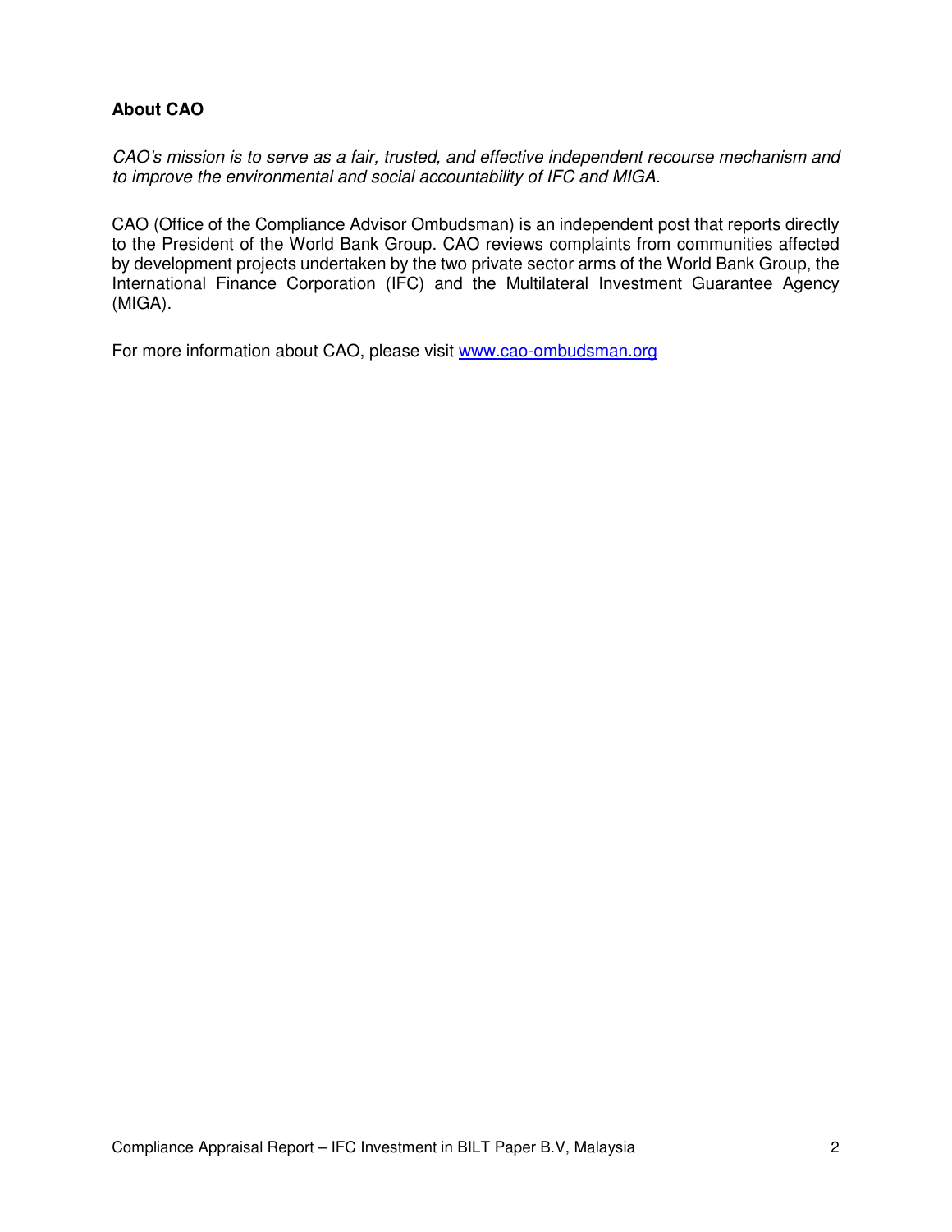## About CAO

*CAO's mission is to serve as a fair, trusted, and effective independent recourse mechanism and to improve the environmental and social accountability of IFC and MIGA.*

CAO (Office of the Compliance Advisor Ombudsman) is an independent post that reports directly to the President of the World Bank Group. CAO reviews complaints from communities affected by development projects undertaken by the two private sector arms of the World Bank Group, the International Finance Corporation (IFC) and the Multilateral Investment Guarantee Agency (MIGA).

For more information about CAO, please visit [www.cao-ombudsman.org](http://www.cao-ombudsman.org)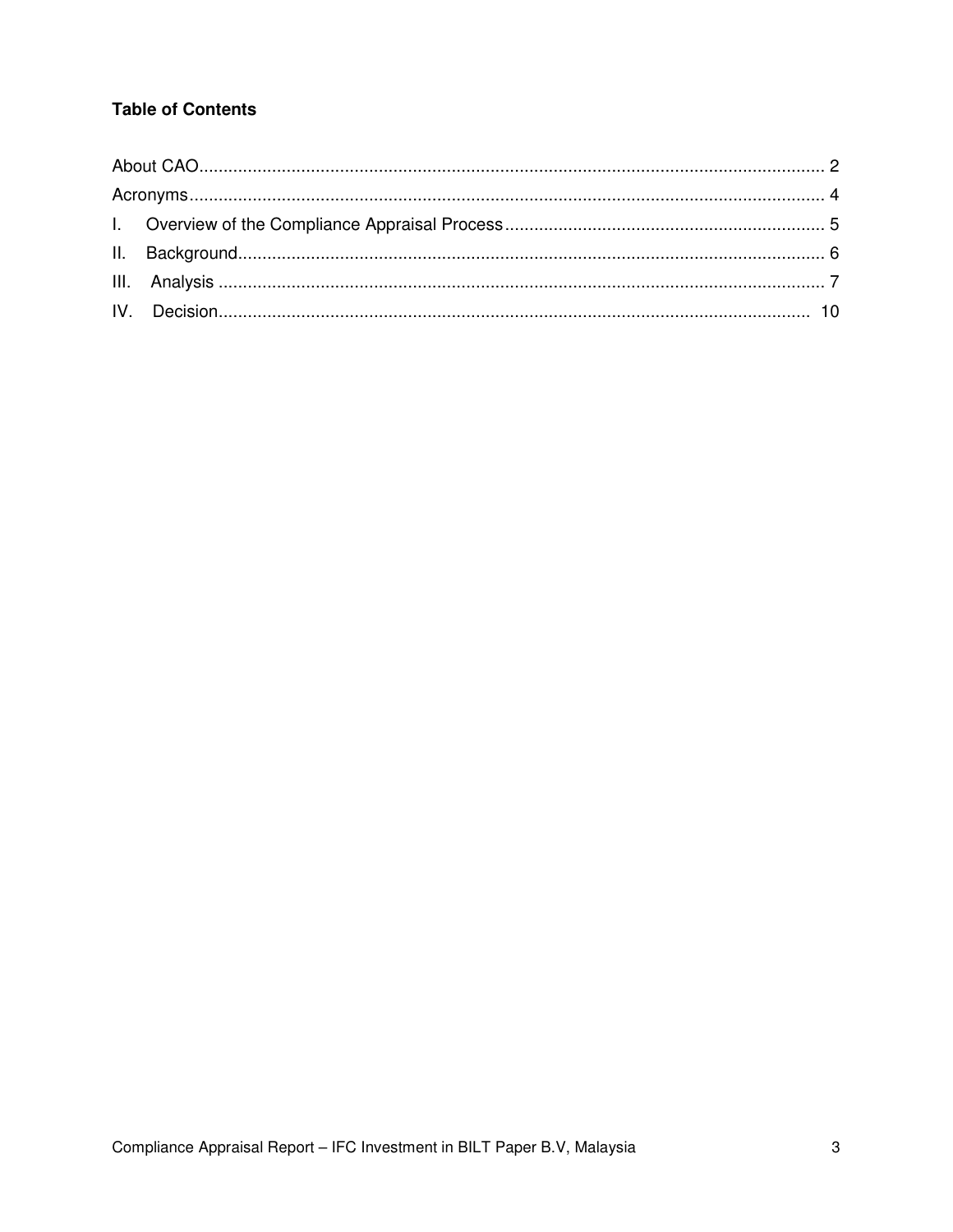**Table of Contents**

About CAO................................................................................................................................ 2
Acronyms.................................................................................................................................. 4
I. Overview of the Compliance Appraisal Process................................................................. 5
II. Background........................................................................................................................ 6
III. Analysis ............................................................................................................................ 7
IV. Decision.......................................................................................................................... 10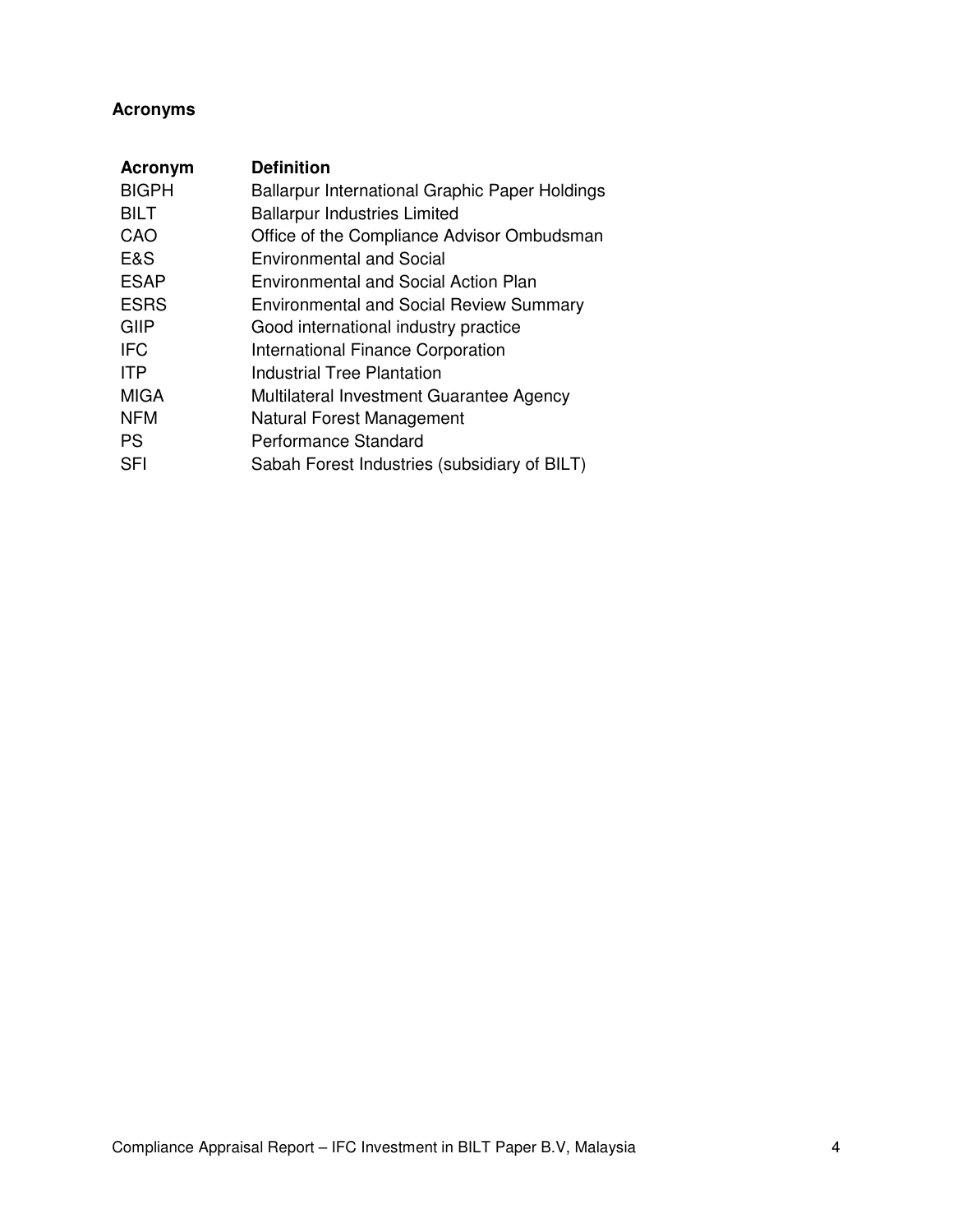## Acronyms

| Acronym | Definition |
| --- | --- |
| BIGPH | Ballarpur International Graphic Paper Holdings |
| BILT | Ballarpur Industries Limited |
| CAO | Office of the Compliance Advisor Ombudsman |
| E&S | Environmental and Social |
| ESAP | Environmental and Social Action Plan |
| ESRS | Environmental and Social Review Summary |
| GIIP | Good international industry practice |
| IFC | International Finance Corporation |
| ITP | Industrial Tree Plantation |
| MIGA | Multilateral Investment Guarantee Agency |
| NFM | Natural Forest Management |
| PS | Performance Standard |
| SFI | Sabah Forest Industries (subsidiary of BILT) |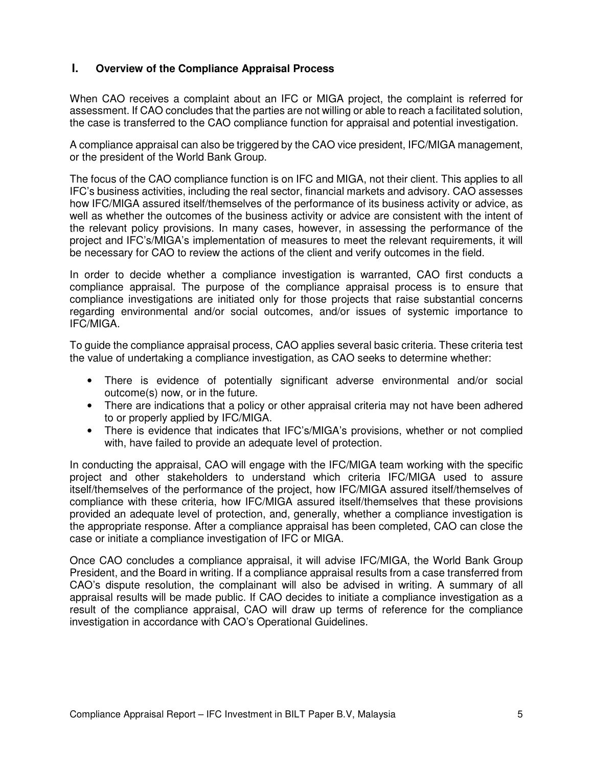## I. Overview of the Compliance Appraisal Process

When CAO receives a complaint about an IFC or MIGA project, the complaint is referred for assessment. If CAO concludes that the parties are not willing or able to reach a facilitated solution, the case is transferred to the CAO compliance function for appraisal and potential investigation.

A compliance appraisal can also be triggered by the CAO vice president, IFC/MIGA management, or the president of the World Bank Group.

The focus of the CAO compliance function is on IFC and MIGA, not their client. This applies to all IFC's business activities, including the real sector, financial markets and advisory. CAO assesses how IFC/MIGA assured itself/themselves of the performance of its business activity or advice, as well as whether the outcomes of the business activity or advice are consistent with the intent of the relevant policy provisions. In many cases, however, in assessing the performance of the project and IFC's/MIGA's implementation of measures to meet the relevant requirements, it will be necessary for CAO to review the actions of the client and verify outcomes in the field.

In order to decide whether a compliance investigation is warranted, CAO first conducts a compliance appraisal. The purpose of the compliance appraisal process is to ensure that compliance investigations are initiated only for those projects that raise substantial concerns regarding environmental and/or social outcomes, and/or issues of systemic importance to IFC/MIGA.

To guide the compliance appraisal process, CAO applies several basic criteria. These criteria test the value of undertaking a compliance investigation, as CAO seeks to determine whether:

- There is evidence of potentially significant adverse environmental and/or social outcome(s) now, or in the future.
- There are indications that a policy or other appraisal criteria may not have been adhered to or properly applied by IFC/MIGA.
- There is evidence that indicates that IFC's/MIGA's provisions, whether or not complied with, have failed to provide an adequate level of protection.

In conducting the appraisal, CAO will engage with the IFC/MIGA team working with the specific project and other stakeholders to understand which criteria IFC/MIGA used to assure itself/themselves of the performance of the project, how IFC/MIGA assured itself/themselves of compliance with these criteria, how IFC/MIGA assured itself/themselves that these provisions provided an adequate level of protection, and, generally, whether a compliance investigation is the appropriate response. After a compliance appraisal has been completed, CAO can close the case or initiate a compliance investigation of IFC or MIGA.

Once CAO concludes a compliance appraisal, it will advise IFC/MIGA, the World Bank Group President, and the Board in writing. If a compliance appraisal results from a case transferred from CAO's dispute resolution, the complainant will also be advised in writing. A summary of all appraisal results will be made public. If CAO decides to initiate a compliance investigation as a result of the compliance appraisal, CAO will draw up terms of reference for the compliance investigation in accordance with CAO's Operational Guidelines.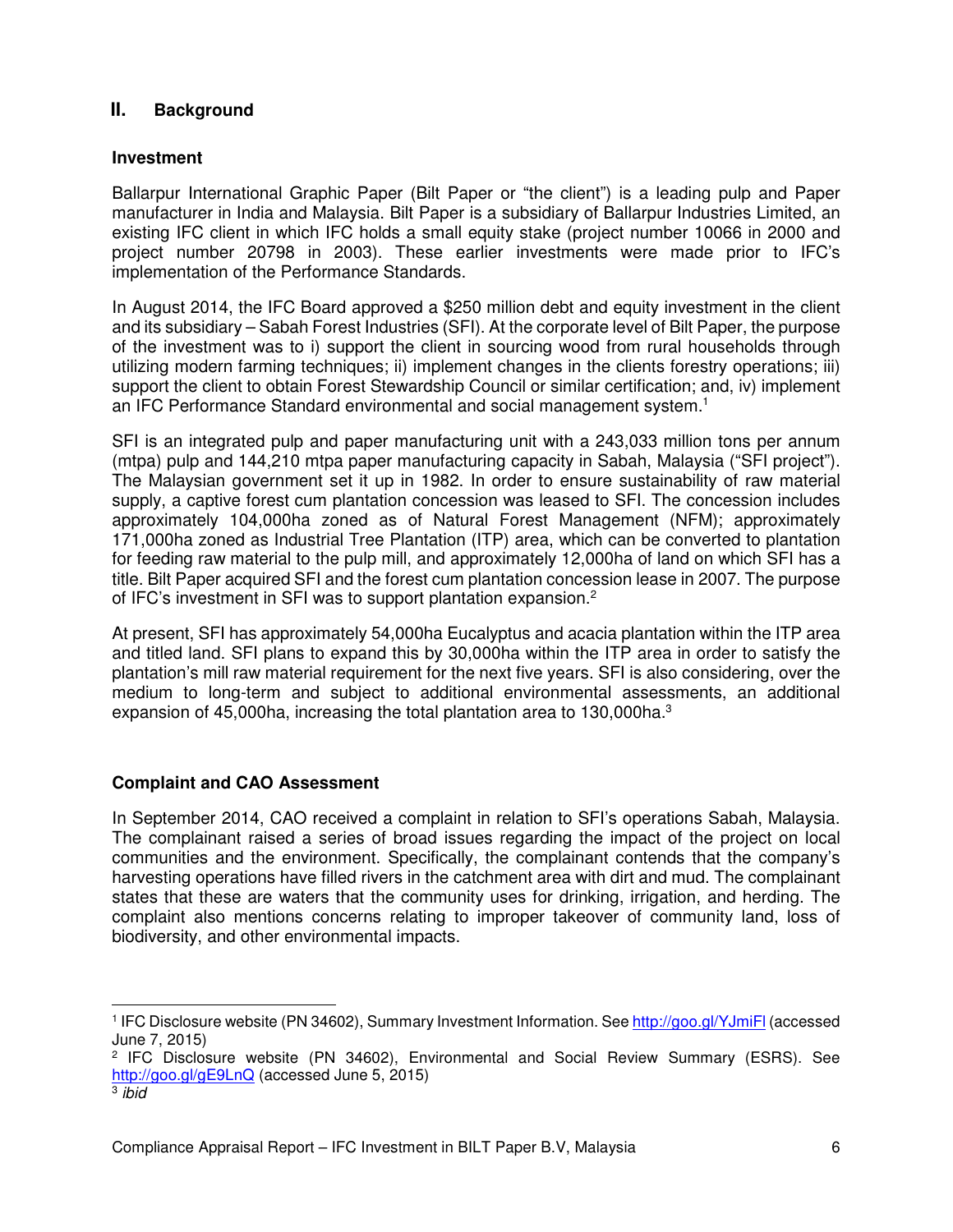## II. Background

### Investment

Ballarpur International Graphic Paper (Bilt Paper or "the client") is a leading pulp and Paper manufacturer in India and Malaysia. Bilt Paper is a subsidiary of Ballarpur Industries Limited, an existing IFC client in which IFC holds a small equity stake (project number 10066 in 2000 and project number 20798 in 2003). These earlier investments were made prior to IFC's implementation of the Performance Standards.

In August 2014, the IFC Board approved a $250 million debt and equity investment in the client and its subsidiary – Sabah Forest Industries (SFI). At the corporate level of Bilt Paper, the purpose of the investment was to i) support the client in sourcing wood from rural households through utilizing modern farming techniques; ii) implement changes in the clients forestry operations; iii) support the client to obtain Forest Stewardship Council or similar certification; and, iv) implement an IFC Performance Standard environmental and social management system.[1]

SFI is an integrated pulp and paper manufacturing unit with a 243,033 million tons per annum (mtpa) pulp and 144,210 mtpa paper manufacturing capacity in Sabah, Malaysia ("SFI project"). The Malaysian government set it up in 1982. In order to ensure sustainability of raw material supply, a captive forest cum plantation concession was leased to SFI. The concession includes approximately 104,000ha zoned as of Natural Forest Management (NFM); approximately 171,000ha zoned as Industrial Tree Plantation (ITP) area, which can be converted to plantation for feeding raw material to the pulp mill, and approximately 12,000ha of land on which SFI has a title. Bilt Paper acquired SFI and the forest cum plantation concession lease in 2007. The purpose of IFC's investment in SFI was to support plantation expansion.[2]

At present, SFI has approximately 54,000ha Eucalyptus and acacia plantation within the ITP area and titled land. SFI plans to expand this by 30,000ha within the ITP area in order to satisfy the plantation's mill raw material requirement for the next five years. SFI is also considering, over the medium to long-term and subject to additional environmental assessments, an additional expansion of 45,000ha, increasing the total plantation area to 130,000ha.[3]

### Complaint and CAO Assessment

In September 2014, CAO received a complaint in relation to SFI's operations Sabah, Malaysia. The complainant raised a series of broad issues regarding the impact of the project on local communities and the environment. Specifically, the complainant contends that the company's harvesting operations have filled rivers in the catchment area with dirt and mud. The complainant states that these are waters that the community uses for drinking, irrigation, and herding. The complaint also mentions concerns relating to improper takeover of community land, loss of biodiversity, and other environmental impacts.

---

[1] IFC Disclosure website (PN 34602), Summary Investment Information. See http://goo.gl/YJmiFl (accessed June 7, 2015)

[2] IFC Disclosure website (PN 34602), Environmental and Social Review Summary (ESRS). See http://goo.gl/gE9LnQ (accessed June 5, 2015)

[3] *ibid*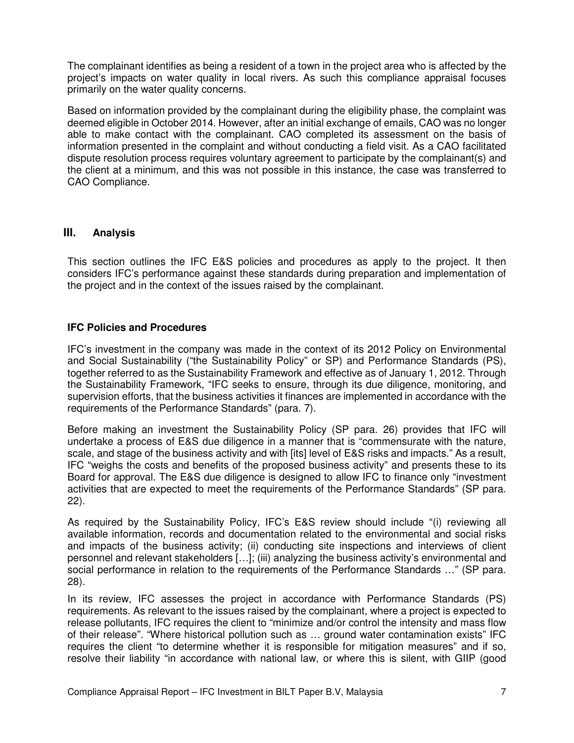The complainant identifies as being a resident of a town in the project area who is affected by the project's impacts on water quality in local rivers. As such this compliance appraisal focuses primarily on the water quality concerns.

Based on information provided by the complainant during the eligibility phase, the complaint was deemed eligible in October 2014. However, after an initial exchange of emails, CAO was no longer able to make contact with the complainant. CAO completed its assessment on the basis of information presented in the complaint and without conducting a field visit. As a CAO facilitated dispute resolution process requires voluntary agreement to participate by the complainant(s) and the client at a minimum, and this was not possible in this instance, the case was transferred to CAO Compliance.

## III. Analysis

This section outlines the IFC E&S policies and procedures as apply to the project. It then considers IFC's performance against these standards during preparation and implementation of the project and in the context of the issues raised by the complainant.

### IFC Policies and Procedures

IFC's investment in the company was made in the context of its 2012 Policy on Environmental and Social Sustainability ("the Sustainability Policy" or SP) and Performance Standards (PS), together referred to as the Sustainability Framework and effective as of January 1, 2012. Through the Sustainability Framework, "IFC seeks to ensure, through its due diligence, monitoring, and supervision efforts, that the business activities it finances are implemented in accordance with the requirements of the Performance Standards" (para. 7).

Before making an investment the Sustainability Policy (SP para. 26) provides that IFC will undertake a process of E&S due diligence in a manner that is "commensurate with the nature, scale, and stage of the business activity and with [its] level of E&S risks and impacts." As a result, IFC "weighs the costs and benefits of the proposed business activity" and presents these to its Board for approval. The E&S due diligence is designed to allow IFC to finance only "investment activities that are expected to meet the requirements of the Performance Standards" (SP para. 22).

As required by the Sustainability Policy, IFC's E&S review should include "(i) reviewing all available information, records and documentation related to the environmental and social risks and impacts of the business activity; (ii) conducting site inspections and interviews of client personnel and relevant stakeholders […]; (iii) analyzing the business activity's environmental and social performance in relation to the requirements of the Performance Standards …" (SP para. 28).

In its review, IFC assesses the project in accordance with Performance Standards (PS) requirements. As relevant to the issues raised by the complainant, where a project is expected to release pollutants, IFC requires the client to "minimize and/or control the intensity and mass flow of their release". "Where historical pollution such as … ground water contamination exists" IFC requires the client "to determine whether it is responsible for mitigation measures" and if so, resolve their liability "in accordance with national law, or where this is silent, with GIIP (good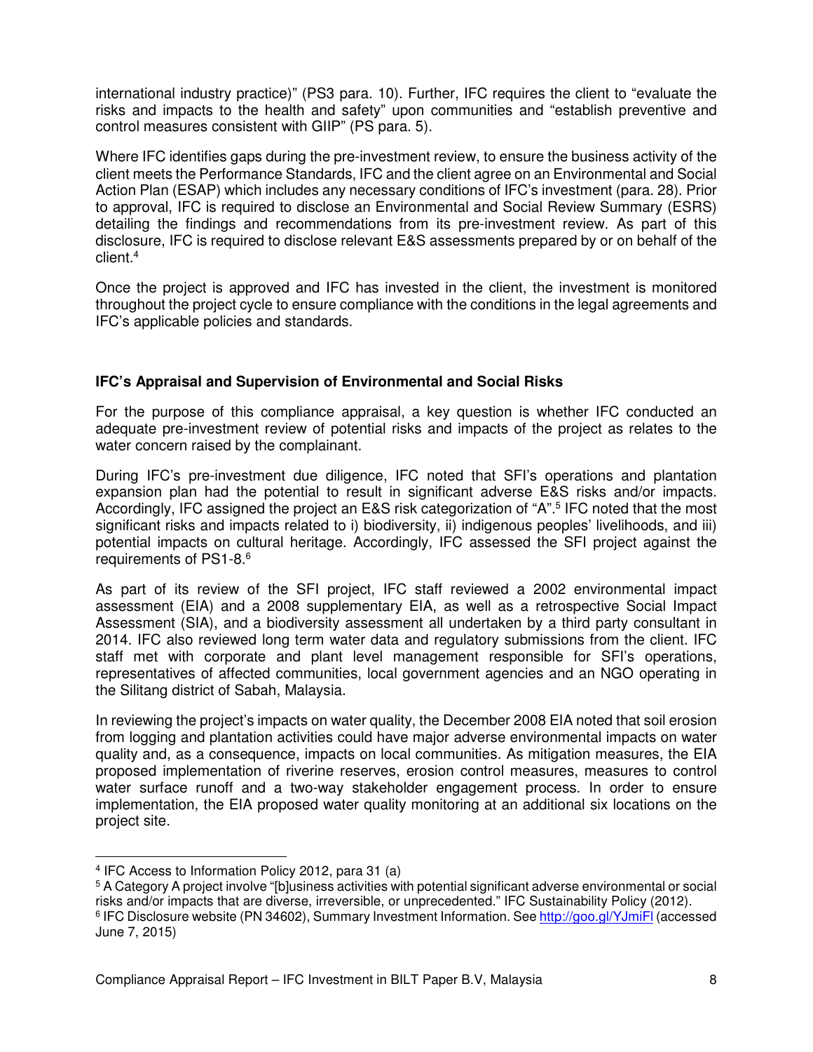international industry practice)" (PS3 para. 10). Further, IFC requires the client to "evaluate the risks and impacts to the health and safety" upon communities and "establish preventive and control measures consistent with GIIP" (PS para. 5).

Where IFC identifies gaps during the pre-investment review, to ensure the business activity of the client meets the Performance Standards, IFC and the client agree on an Environmental and Social Action Plan (ESAP) which includes any necessary conditions of IFC's investment (para. 28). Prior to approval, IFC is required to disclose an Environmental and Social Review Summary (ESRS) detailing the findings and recommendations from its pre-investment review. As part of this disclosure, IFC is required to disclose relevant E&S assessments prepared by or on behalf of the client.[4]

Once the project is approved and IFC has invested in the client, the investment is monitored throughout the project cycle to ensure compliance with the conditions in the legal agreements and IFC's applicable policies and standards.

**IFC's Appraisal and Supervision of Environmental and Social Risks**

For the purpose of this compliance appraisal, a key question is whether IFC conducted an adequate pre-investment review of potential risks and impacts of the project as relates to the water concern raised by the complainant.

During IFC's pre-investment due diligence, IFC noted that SFI's operations and plantation expansion plan had the potential to result in significant adverse E&S risks and/or impacts. Accordingly, IFC assigned the project an E&S risk categorization of "A".[5] IFC noted that the most significant risks and impacts related to i) biodiversity, ii) indigenous peoples' livelihoods, and iii) potential impacts on cultural heritage. Accordingly, IFC assessed the SFI project against the requirements of PS1-8.[6]

As part of its review of the SFI project, IFC staff reviewed a 2002 environmental impact assessment (EIA) and a 2008 supplementary EIA, as well as a retrospective Social Impact Assessment (SIA), and a biodiversity assessment all undertaken by a third party consultant in 2014. IFC also reviewed long term water data and regulatory submissions from the client. IFC staff met with corporate and plant level management responsible for SFI's operations, representatives of affected communities, local government agencies and an NGO operating in the Silitang district of Sabah, Malaysia.

In reviewing the project's impacts on water quality, the December 2008 EIA noted that soil erosion from logging and plantation activities could have major adverse environmental impacts on water quality and, as a consequence, impacts on local communities. As mitigation measures, the EIA proposed implementation of riverine reserves, erosion control measures, measures to control water surface runoff and a two-way stakeholder engagement process. In order to ensure implementation, the EIA proposed water quality monitoring at an additional six locations on the project site.

---

[4] IFC Access to Information Policy 2012, para 31 (a)

[5] A Category A project involve "[b]usiness activities with potential significant adverse environmental or social risks and/or impacts that are diverse, irreversible, or unprecedented." IFC Sustainability Policy (2012).

[6] IFC Disclosure website (PN 34602), Summary Investment Information. See http://goo.gl/YJmiFl (accessed June 7, 2015)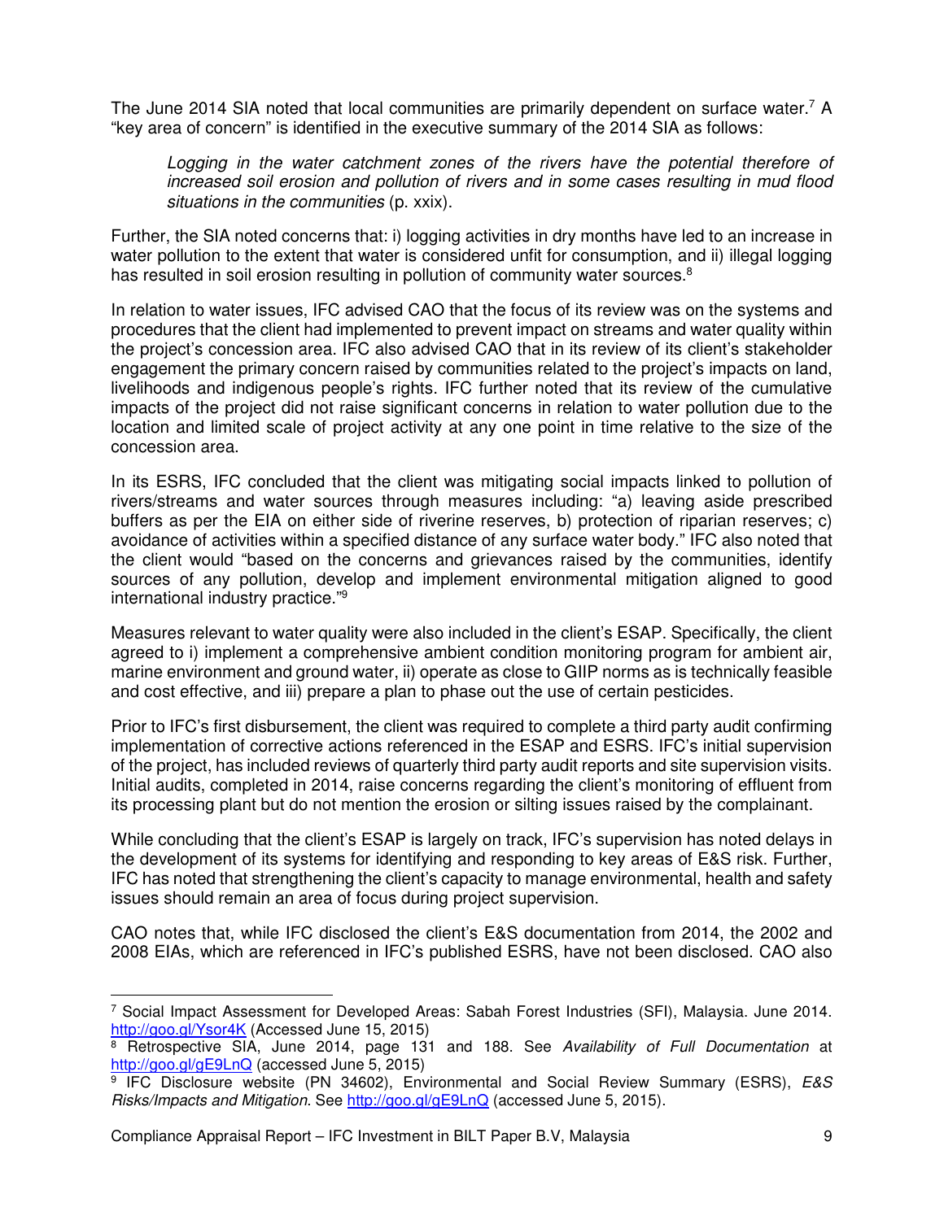The June 2014 SIA noted that local communities are primarily dependent on surface water.[7] A "key area of concern" is identified in the executive summary of the 2014 SIA as follows:

> *Logging in the water catchment zones of the rivers have the potential therefore of increased soil erosion and pollution of rivers and in some cases resulting in mud flood situations in the communities* (p. xxix).

Further, the SIA noted concerns that: i) logging activities in dry months have led to an increase in water pollution to the extent that water is considered unfit for consumption, and ii) illegal logging has resulted in soil erosion resulting in pollution of community water sources.[8]

In relation to water issues, IFC advised CAO that the focus of its review was on the systems and procedures that the client had implemented to prevent impact on streams and water quality within the project's concession area. IFC also advised CAO that in its review of its client's stakeholder engagement the primary concern raised by communities related to the project's impacts on land, livelihoods and indigenous people's rights. IFC further noted that its review of the cumulative impacts of the project did not raise significant concerns in relation to water pollution due to the location and limited scale of project activity at any one point in time relative to the size of the concession area.

In its ESRS, IFC concluded that the client was mitigating social impacts linked to pollution of rivers/streams and water sources through measures including: "a) leaving aside prescribed buffers as per the EIA on either side of riverine reserves, b) protection of riparian reserves; c) avoidance of activities within a specified distance of any surface water body." IFC also noted that the client would "based on the concerns and grievances raised by the communities, identify sources of any pollution, develop and implement environmental mitigation aligned to good international industry practice."[9]

Measures relevant to water quality were also included in the client's ESAP. Specifically, the client agreed to i) implement a comprehensive ambient condition monitoring program for ambient air, marine environment and ground water, ii) operate as close to GIIP norms as is technically feasible and cost effective, and iii) prepare a plan to phase out the use of certain pesticides.

Prior to IFC's first disbursement, the client was required to complete a third party audit confirming implementation of corrective actions referenced in the ESAP and ESRS. IFC's initial supervision of the project, has included reviews of quarterly third party audit reports and site supervision visits. Initial audits, completed in 2014, raise concerns regarding the client's monitoring of effluent from its processing plant but do not mention the erosion or silting issues raised by the complainant.

While concluding that the client's ESAP is largely on track, IFC's supervision has noted delays in the development of its systems for identifying and responding to key areas of E&S risk. Further, IFC has noted that strengthening the client's capacity to manage environmental, health and safety issues should remain an area of focus during project supervision.

CAO notes that, while IFC disclosed the client's E&S documentation from 2014, the 2002 and 2008 EIAs, which are referenced in IFC's published ESRS, have not been disclosed. CAO also

---

[7] Social Impact Assessment for Developed Areas: Sabah Forest Industries (SFI), Malaysia. June 2014. http://goo.gl/Ysor4K (Accessed June 15, 2015)

[8] Retrospective SIA, June 2014, page 131 and 188. See *Availability of Full Documentation* at http://goo.gl/gE9LnQ (accessed June 5, 2015)

[9] IFC Disclosure website (PN 34602), Environmental and Social Review Summary (ESRS), *E&S Risks/Impacts and Mitigation*. See http://goo.gl/gE9LnQ (accessed June 5, 2015).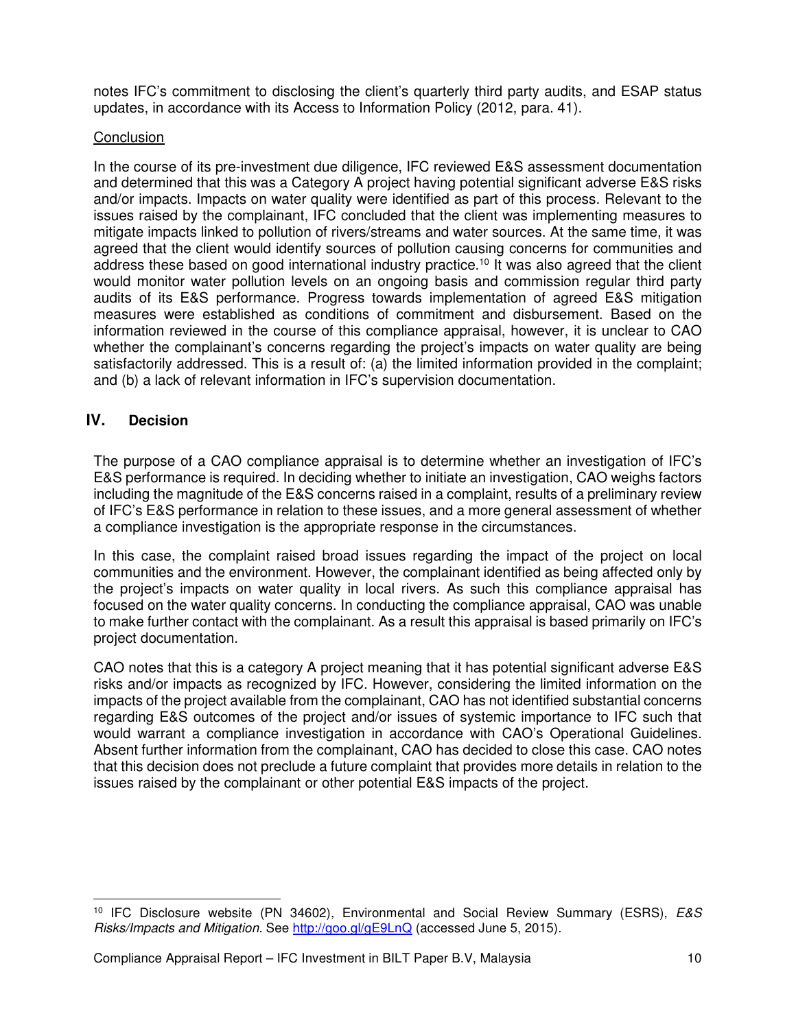notes IFC's commitment to disclosing the client's quarterly third party audits, and ESAP status updates, in accordance with its Access to Information Policy (2012, para. 41).

Conclusion

In the course of its pre-investment due diligence, IFC reviewed E&S assessment documentation and determined that this was a Category A project having potential significant adverse E&S risks and/or impacts. Impacts on water quality were identified as part of this process. Relevant to the issues raised by the complainant, IFC concluded that the client was implementing measures to mitigate impacts linked to pollution of rivers/streams and water sources. At the same time, it was agreed that the client would identify sources of pollution causing concerns for communities and address these based on good international industry practice.[10] It was also agreed that the client would monitor water pollution levels on an ongoing basis and commission regular third party audits of its E&S performance. Progress towards implementation of agreed E&S mitigation measures were established as conditions of commitment and disbursement. Based on the information reviewed in the course of this compliance appraisal, however, it is unclear to CAO whether the complainant's concerns regarding the project's impacts on water quality are being satisfactorily addressed. This is a result of: (a) the limited information provided in the complaint; and (b) a lack of relevant information in IFC's supervision documentation.

## IV. Decision

The purpose of a CAO compliance appraisal is to determine whether an investigation of IFC's E&S performance is required. In deciding whether to initiate an investigation, CAO weighs factors including the magnitude of the E&S concerns raised in a complaint, results of a preliminary review of IFC's E&S performance in relation to these issues, and a more general assessment of whether a compliance investigation is the appropriate response in the circumstances.

In this case, the complaint raised broad issues regarding the impact of the project on local communities and the environment. However, the complainant identified as being affected only by the project's impacts on water quality in local rivers. As such this compliance appraisal has focused on the water quality concerns. In conducting the compliance appraisal, CAO was unable to make further contact with the complainant. As a result this appraisal is based primarily on IFC's project documentation.

CAO notes that this is a category A project meaning that it has potential significant adverse E&S risks and/or impacts as recognized by IFC. However, considering the limited information on the impacts of the project available from the complainant, CAO has not identified substantial concerns regarding E&S outcomes of the project and/or issues of systemic importance to IFC such that would warrant a compliance investigation in accordance with CAO's Operational Guidelines. Absent further information from the complainant, CAO has decided to close this case. CAO notes that this decision does not preclude a future complaint that provides more details in relation to the issues raised by the complainant or other potential E&S impacts of the project.

---

[10] IFC Disclosure website (PN 34602), Environmental and Social Review Summary (ESRS), *E&S Risks/Impacts and Mitigation.* See http://goo.gl/gE9LnQ (accessed June 5, 2015).